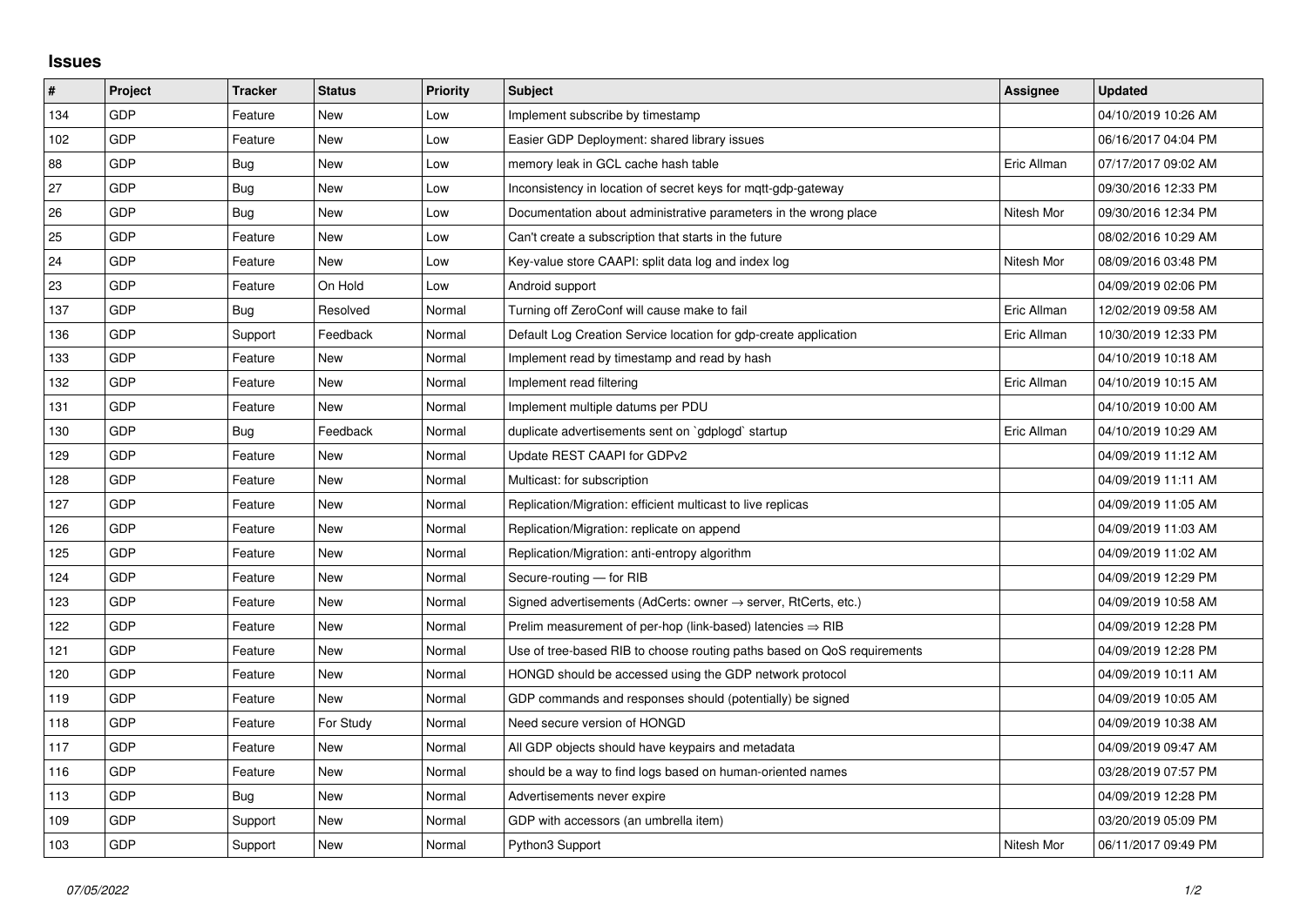## Issues

| # | Project | Tracker | Status | Priority | Subject | Assignee | Updated |
|---|---|---|---|---|---|---|---|
| 134 | GDP | Feature | New | Low | Implement subscribe by timestamp | | 04/10/2019 10:26 AM |
| 102 | GDP | Feature | New | Low | Easier GDP Deployment: shared library issues | | 06/16/2017 04:04 PM |
| 88 | GDP | Bug | New | Low | memory leak in GCL cache hash table | Eric Allman | 07/17/2017 09:02 AM |
| 27 | GDP | Bug | New | Low | Inconsistency in location of secret keys for mqtt-gdp-gateway | | 09/30/2016 12:33 PM |
| 26 | GDP | Bug | New | Low | Documentation about administrative parameters in the wrong place | Nitesh Mor | 09/30/2016 12:34 PM |
| 25 | GDP | Feature | New | Low | Can't create a subscription that starts in the future | | 08/02/2016 10:29 AM |
| 24 | GDP | Feature | New | Low | Key-value store CAAPI: split data log and index log | Nitesh Mor | 08/09/2016 03:48 PM |
| 23 | GDP | Feature | On Hold | Low | Android support | | 04/09/2019 02:06 PM |
| 137 | GDP | Bug | Resolved | Normal | Turning off ZeroConf will cause make to fail | Eric Allman | 12/02/2019 09:58 AM |
| 136 | GDP | Support | Feedback | Normal | Default Log Creation Service location for gdp-create application | Eric Allman | 10/30/2019 12:33 PM |
| 133 | GDP | Feature | New | Normal | Implement read by timestamp and read by hash | | 04/10/2019 10:18 AM |
| 132 | GDP | Feature | New | Normal | Implement read filtering | Eric Allman | 04/10/2019 10:15 AM |
| 131 | GDP | Feature | New | Normal | Implement multiple datums per PDU | | 04/10/2019 10:00 AM |
| 130 | GDP | Bug | Feedback | Normal | duplicate advertisements sent on `gdplogd` startup | Eric Allman | 04/10/2019 10:29 AM |
| 129 | GDP | Feature | New | Normal | Update REST CAAPI for GDPv2 | | 04/09/2019 11:12 AM |
| 128 | GDP | Feature | New | Normal | Multicast: for subscription | | 04/09/2019 11:11 AM |
| 127 | GDP | Feature | New | Normal | Replication/Migration: efficient multicast to live replicas | | 04/09/2019 11:05 AM |
| 126 | GDP | Feature | New | Normal | Replication/Migration: replicate on append | | 04/09/2019 11:03 AM |
| 125 | GDP | Feature | New | Normal | Replication/Migration: anti-entropy algorithm | | 04/09/2019 11:02 AM |
| 124 | GDP | Feature | New | Normal | Secure-routing — for RIB | | 04/09/2019 12:29 PM |
| 123 | GDP | Feature | New | Normal | Signed advertisements (AdCerts: owner → server, RtCerts, etc.) | | 04/09/2019 10:58 AM |
| 122 | GDP | Feature | New | Normal | Prelim measurement of per-hop (link-based) latencies ⇒ RIB | | 04/09/2019 12:28 PM |
| 121 | GDP | Feature | New | Normal | Use of tree-based RIB to choose routing paths based on QoS requirements | | 04/09/2019 12:28 PM |
| 120 | GDP | Feature | New | Normal | HONGD should be accessed using the GDP network protocol | | 04/09/2019 10:11 AM |
| 119 | GDP | Feature | New | Normal | GDP commands and responses should (potentially) be signed | | 04/09/2019 10:05 AM |
| 118 | GDP | Feature | For Study | Normal | Need secure version of HONGD | | 04/09/2019 10:38 AM |
| 117 | GDP | Feature | New | Normal | All GDP objects should have keypairs and metadata | | 04/09/2019 09:47 AM |
| 116 | GDP | Feature | New | Normal | should be a way to find logs based on human-oriented names | | 03/28/2019 07:57 PM |
| 113 | GDP | Bug | New | Normal | Advertisements never expire | | 04/09/2019 12:28 PM |
| 109 | GDP | Support | New | Normal | GDP with accessors (an umbrella item) | | 03/20/2019 05:09 PM |
| 103 | GDP | Support | New | Normal | Python3 Support | Nitesh Mor | 06/11/2017 09:49 PM |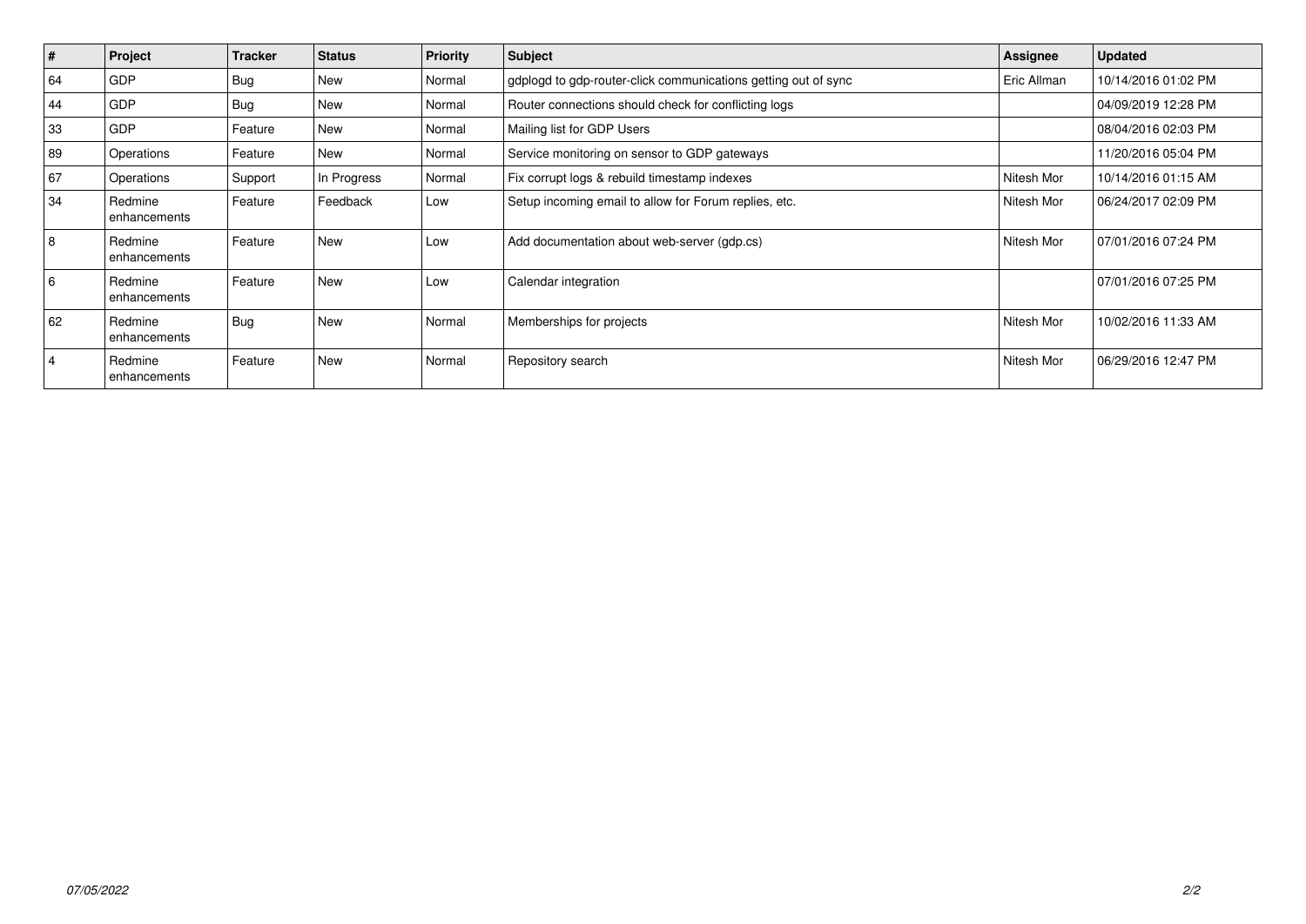| # | Project | Tracker | Status | Priority | Subject | Assignee | Updated |
| --- | --- | --- | --- | --- | --- | --- | --- |
| 64 | GDP | Bug | New | Normal | gdplogd to gdp-router-click communications getting out of sync | Eric Allman | 10/14/2016 01:02 PM |
| 44 | GDP | Bug | New | Normal | Router connections should check for conflicting logs | | 04/09/2019 12:28 PM |
| 33 | GDP | Feature | New | Normal | Mailing list for GDP Users | | 08/04/2016 02:03 PM |
| 89 | Operations | Feature | New | Normal | Service monitoring on sensor to GDP gateways | | 11/20/2016 05:04 PM |
| 67 | Operations | Support | In Progress | Normal | Fix corrupt logs & rebuild timestamp indexes | Nitesh Mor | 10/14/2016 01:15 AM |
| 34 | Redmine enhancements | Feature | Feedback | Low | Setup incoming email to allow for Forum replies, etc. | Nitesh Mor | 06/24/2017 02:09 PM |
| 8 | Redmine enhancements | Feature | New | Low | Add documentation about web-server (gdp.cs) | Nitesh Mor | 07/01/2016 07:24 PM |
| 6 | Redmine enhancements | Feature | New | Low | Calendar integration | | 07/01/2016 07:25 PM |
| 62 | Redmine enhancements | Bug | New | Normal | Memberships for projects | Nitesh Mor | 10/02/2016 11:33 AM |
| 4 | Redmine enhancements | Feature | New | Normal | Repository search | Nitesh Mor | 06/29/2016 12:47 PM |

*07/05/2022*